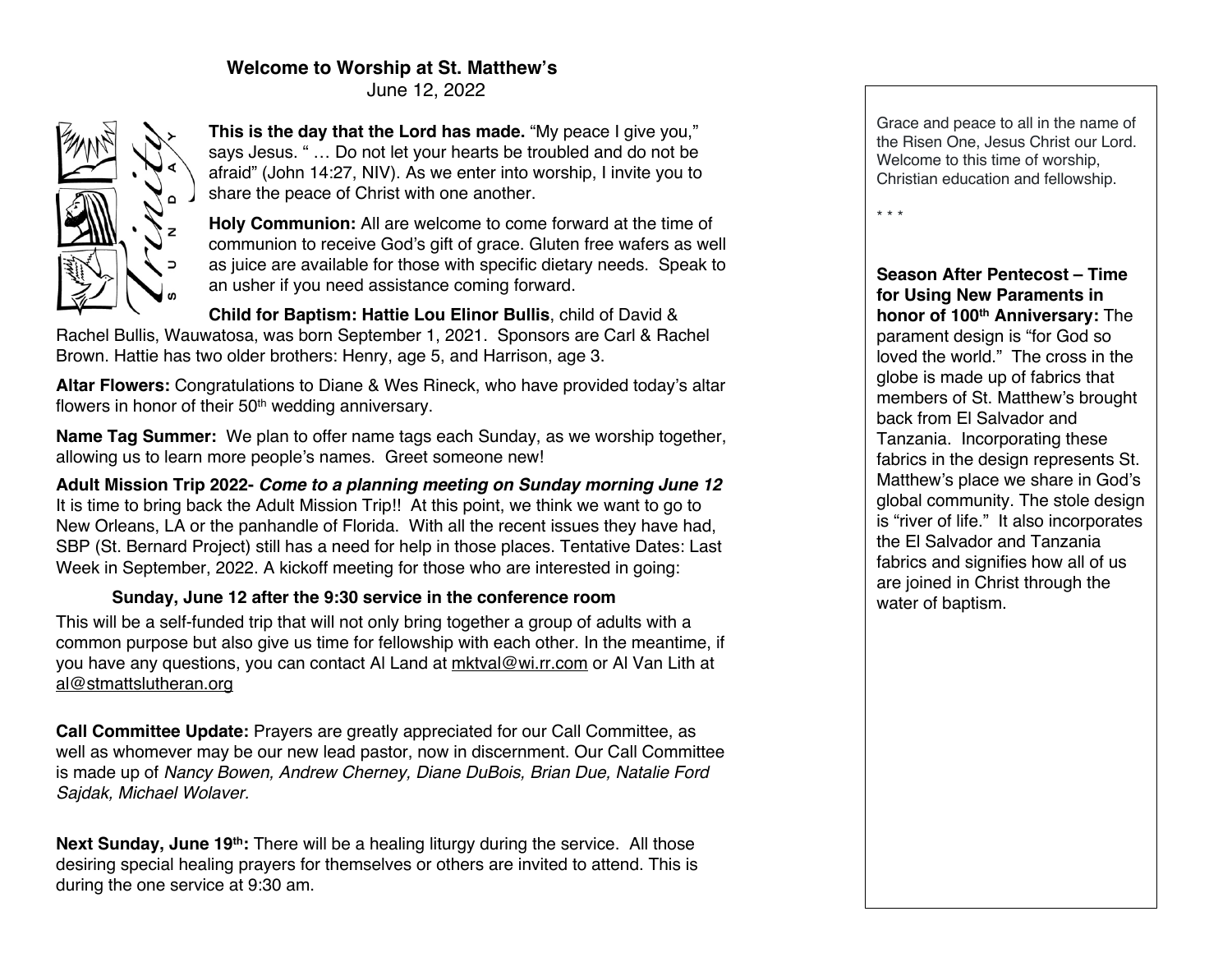# Welcome to Worship at St. Matthew's

June 12, 2022

Trinity SUNDAY

**This is the day that the Lord has made.** "My peace I give you," says Jesus. " … Do not let your hearts be troubled and do not be afraid" (John 14:27, NIV). As we enter into worship, I invite you to share the peace of Christ with one another.

**Holy Communion:** All are welcome to come forward at the time of communion to receive God's gift of grace. Gluten free wafers as well as juice are available for those with specific dietary needs. Speak to an usher if you need assistance coming forward.

**Child for Baptism: Hattie Lou Elinor Bullis**, child of David & Rachel Bullis, Wauwatosa, was born September 1, 2021. Sponsors are Carl & Rachel Brown. Hattie has two older brothers: Henry, age 5, and Harrison, age 3.

**Altar Flowers:** Congratulations to Diane & Wes Rineck, who have provided today's altar flowers in honor of their 50th wedding anniversary.

**Name Tag Summer:** We plan to offer name tags each Sunday, as we worship together, allowing us to learn more people's names. Greet someone new!

**Adult Mission Trip 2022-** ***Come to a planning meeting on Sunday morning June 12***
It is time to bring back the Adult Mission Trip!! At this point, we think we want to go to New Orleans, LA or the panhandle of Florida. With all the recent issues they have had, SBP (St. Bernard Project) still has a need for help in those places. Tentative Dates: Last Week in September, 2022. A kickoff meeting for those who are interested in going:

**Sunday, June 12 after the 9:30 service in the conference room**

This will be a self-funded trip that will not only bring together a group of adults with a common purpose but also give us time for fellowship with each other. In the meantime, if you have any questions, you can contact Al Land at mktval@wi.rr.com or Al Van Lith at al@stmattslutheran.org

**Call Committee Update:** Prayers are greatly appreciated for our Call Committee, as well as whomever may be our new lead pastor, now in discernment. Our Call Committee is made up of *Nancy Bowen, Andrew Cherney, Diane DuBois, Brian Due, Natalie Ford Sajdak, Michael Wolaver.*

**Next Sunday, June 19th:** There will be a healing liturgy during the service. All those desiring special healing prayers for themselves or others are invited to attend. This is during the one service at 9:30 am.

Grace and peace to all in the name of the Risen One, Jesus Christ our Lord. Welcome to this time of worship, Christian education and fellowship.

\* \* \*

**Season After Pentecost – Time for Using New Paraments in honor of 100th Anniversary:** The parament design is "for God so loved the world." The cross in the globe is made up of fabrics that members of St. Matthew's brought back from El Salvador and Tanzania. Incorporating these fabrics in the design represents St. Matthew's place we share in God's global community. The stole design is "river of life." It also incorporates the El Salvador and Tanzania fabrics and signifies how all of us are joined in Christ through the water of baptism.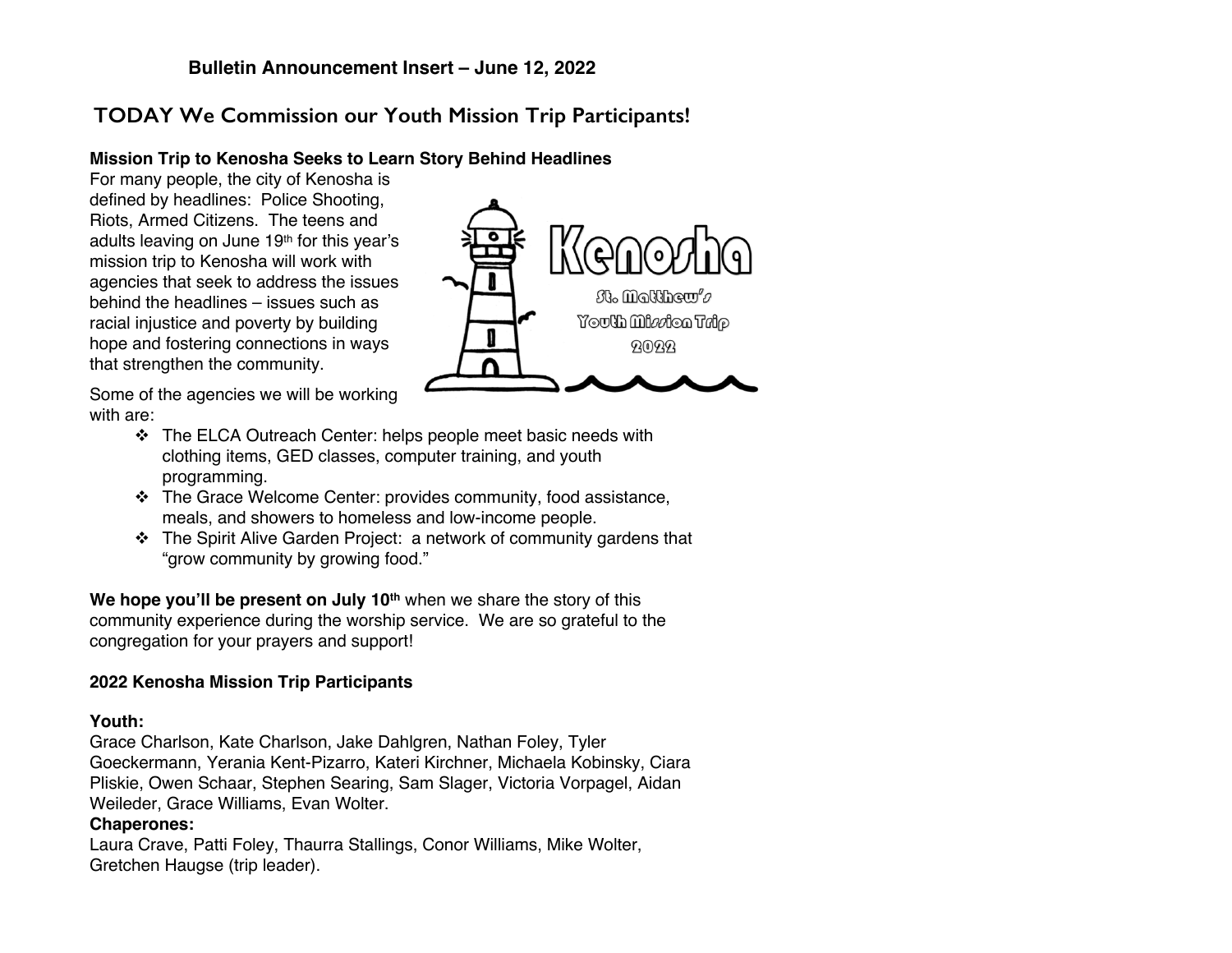**Bulletin Announcement Insert – June 12, 2022**

# TODAY We Commission our Youth Mission Trip Participants!

**Mission Trip to Kenosha Seeks to Learn Story Behind Headlines**

For many people, the city of Kenosha is defined by headlines: Police Shooting, Riots, Armed Citizens. The teens and adults leaving on June 19th for this year's mission trip to Kenosha will work with agencies that seek to address the issues behind the headlines – issues such as racial injustice and poverty by building hope and fostering connections in ways that strengthen the community.

Kenosha

St. Matthew's

Youth Mission Trip

2022

Some of the agencies we will be working with are:

- The ELCA Outreach Center: helps people meet basic needs with clothing items, GED classes, computer training, and youth programming.
- The Grace Welcome Center: provides community, food assistance, meals, and showers to homeless and low-income people.
- The Spirit Alive Garden Project: a network of community gardens that "grow community by growing food."

**We hope you'll be present on July 10th** when we share the story of this community experience during the worship service. We are so grateful to the congregation for your prayers and support!

**2022 Kenosha Mission Trip Participants**

**Youth:**

Grace Charlson, Kate Charlson, Jake Dahlgren, Nathan Foley, Tyler Goeckermann, Yerania Kent-Pizarro, Kateri Kirchner, Michaela Kobinsky, Ciara Pliskie, Owen Schaar, Stephen Searing, Sam Slager, Victoria Vorpagel, Aidan Weileder, Grace Williams, Evan Wolter.

**Chaperones:**

Laura Crave, Patti Foley, Thaurra Stallings, Conor Williams, Mike Wolter, Gretchen Haugse (trip leader).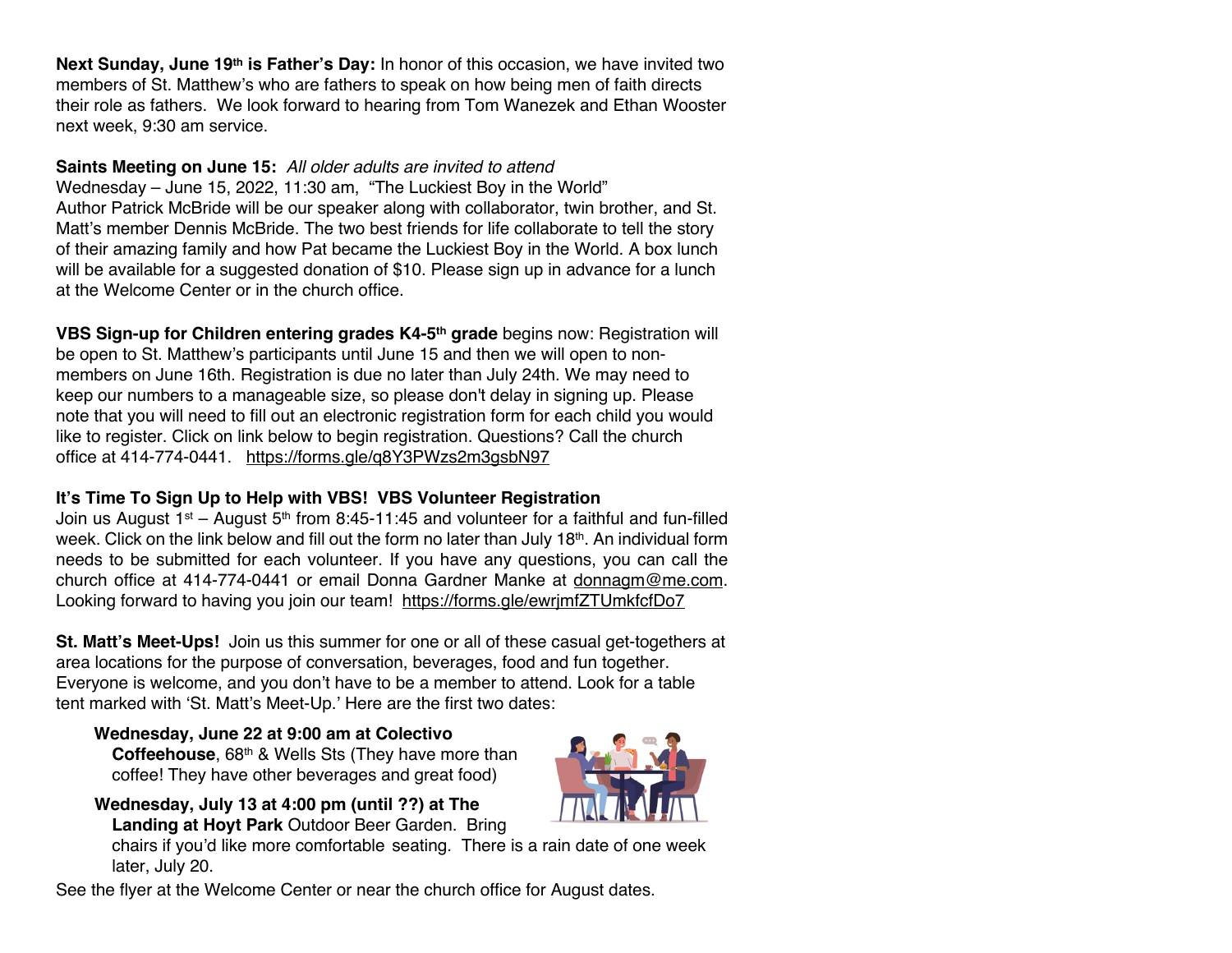**Next Sunday, June 19th is Father's Day:** In honor of this occasion, we have invited two members of St. Matthew's who are fathers to speak on how being men of faith directs their role as fathers. We look forward to hearing from Tom Wanezek and Ethan Wooster next week, 9:30 am service.

**Saints Meeting on June 15:** *All older adults are invited to attend*
Wednesday – June 15, 2022, 11:30 am, "The Luckiest Boy in the World"
Author Patrick McBride will be our speaker along with collaborator, twin brother, and St. Matt's member Dennis McBride. The two best friends for life collaborate to tell the story of their amazing family and how Pat became the Luckiest Boy in the World. A box lunch will be available for a suggested donation of $10. Please sign up in advance for a lunch at the Welcome Center or in the church office.

**VBS Sign-up for Children entering grades K4-5th grade** begins now: Registration will be open to St. Matthew's participants until June 15 and then we will open to non-members on June 16th. Registration is due no later than July 24th. We may need to keep our numbers to a manageable size, so please don't delay in signing up. Please note that you will need to fill out an electronic registration form for each child you would like to register. Click on link below to begin registration. Questions? Call the church office at 414-774-0441. https://forms.gle/q8Y3PWzs2m3gsbN97

**It's Time To Sign Up to Help with VBS! VBS Volunteer Registration**
Join us August 1st – August 5th from 8:45-11:45 and volunteer for a faithful and fun-filled week. Click on the link below and fill out the form no later than July 18th. An individual form needs to be submitted for each volunteer. If you have any questions, you can call the church office at 414-774-0441 or email Donna Gardner Manke at donnagm@me.com. Looking forward to having you join our team! https://forms.gle/ewrjmfZTUmkfcfDo7

**St. Matt's Meet-Ups!** Join us this summer for one or all of these casual get-togethers at area locations for the purpose of conversation, beverages, food and fun together. Everyone is welcome, and you don't have to be a member to attend. Look for a table tent marked with 'St. Matt's Meet-Up.' Here are the first two dates:

- **Wednesday, June 22 at 9:00 am at Colectivo Coffeehouse**, 68th & Wells Sts (They have more than coffee! They have other beverages and great food)
- **Wednesday, July 13 at 4:00 pm (until ??) at The Landing at Hoyt Park** Outdoor Beer Garden. Bring chairs if you'd like more comfortable seating. There is a rain date of one week later, July 20.

See the flyer at the Welcome Center or near the church office for August dates.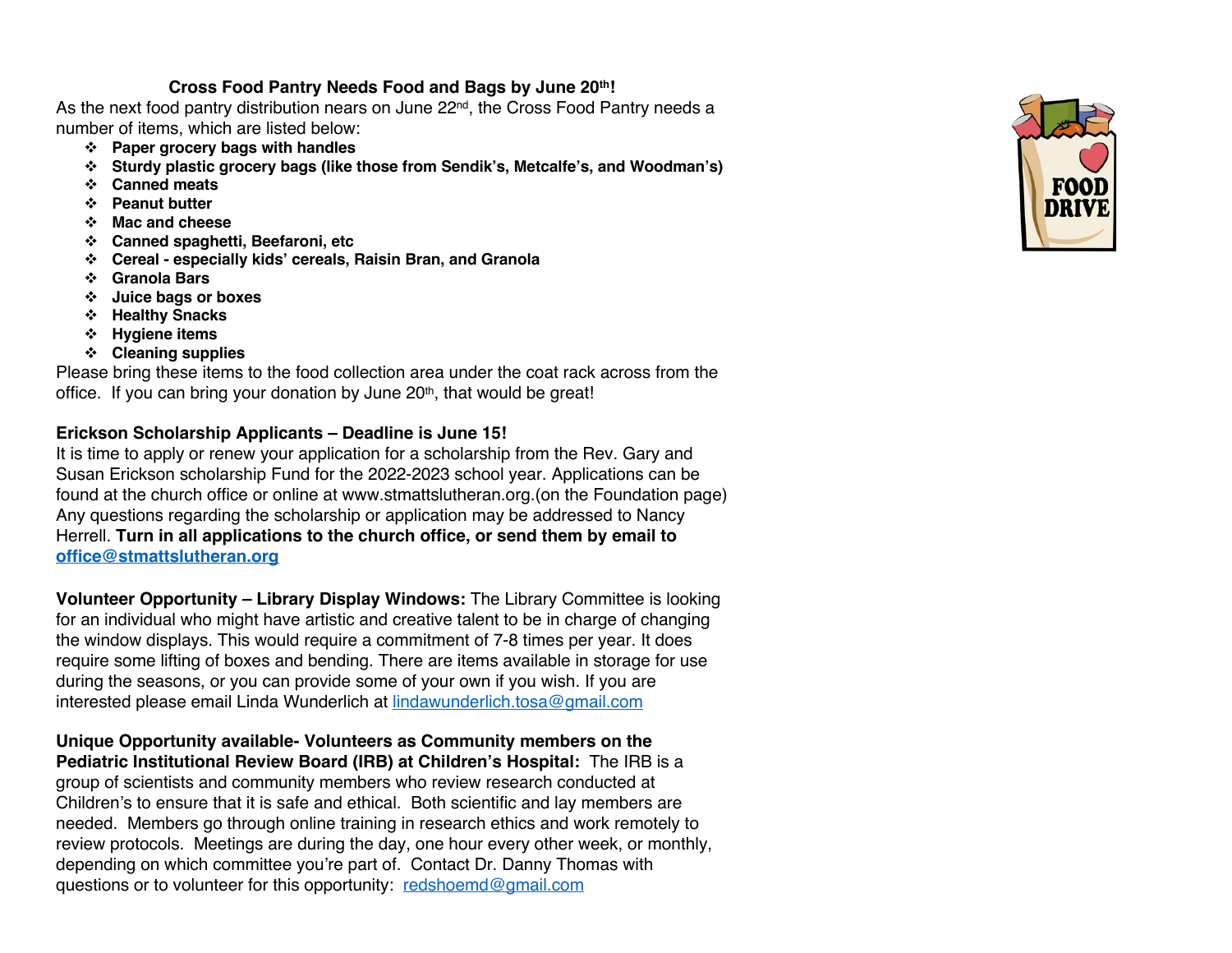## Cross Food Pantry Needs Food and Bags by June 20th!

As the next food pantry distribution nears on June 22nd, the Cross Food Pantry needs a number of items, which are listed below:

- **Paper grocery bags with handles**
- **Sturdy plastic grocery bags (like those from Sendik's, Metcalfe's, and Woodman's)**
- **Canned meats**
- **Peanut butter**
- **Mac and cheese**
- **Canned spaghetti, Beefaroni, etc**
- **Cereal - especially kids' cereals, Raisin Bran, and Granola**
- **Granola Bars**
- **Juice bags or boxes**
- **Healthy Snacks**
- **Hygiene items**
- **Cleaning supplies**

Please bring these items to the food collection area under the coat rack across from the office. If you can bring your donation by June 20th, that would be great!

**Erickson Scholarship Applicants – Deadline is June 15!**

It is time to apply or renew your application for a scholarship from the Rev. Gary and Susan Erickson scholarship Fund for the 2022-2023 school year. Applications can be found at the church office or online at www.stmattslutheran.org.(on the Foundation page) Any questions regarding the scholarship or application may be addressed to Nancy Herrell. **Turn in all applications to the church office, or send them by email to office@stmattslutheran.org**

**Volunteer Opportunity – Library Display Windows:** The Library Committee is looking for an individual who might have artistic and creative talent to be in charge of changing the window displays. This would require a commitment of 7-8 times per year. It does require some lifting of boxes and bending. There are items available in storage for use during the seasons, or you can provide some of your own if you wish. If you are interested please email Linda Wunderlich at lindawunderlich.tosa@gmail.com

**Unique Opportunity available- Volunteers as Community members on the Pediatric Institutional Review Board (IRB) at Children's Hospital:** The IRB is a group of scientists and community members who review research conducted at Children's to ensure that it is safe and ethical. Both scientific and lay members are needed. Members go through online training in research ethics and work remotely to review protocols. Meetings are during the day, one hour every other week, or monthly, depending on which committee you're part of. Contact Dr. Danny Thomas with questions or to volunteer for this opportunity: redshoemd@gmail.com